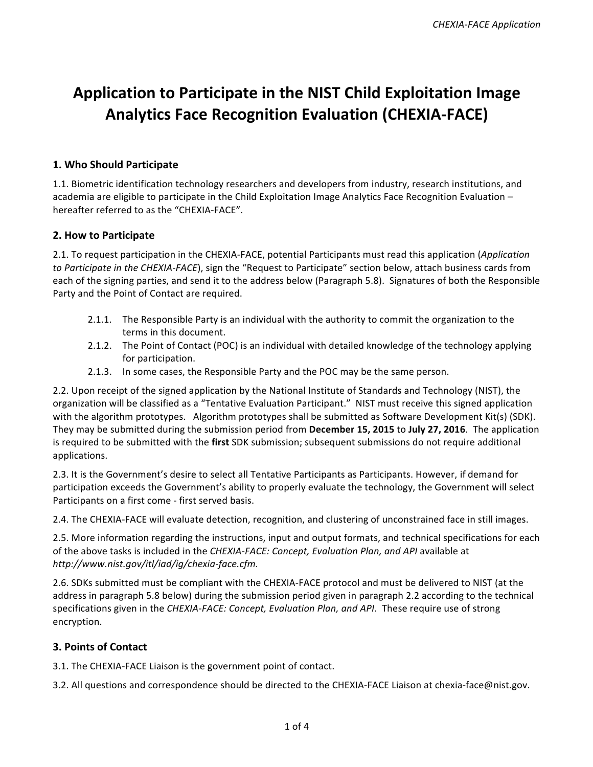# Application to Participate in the NIST Child Exploitation Image Analytics Face Recognition Evaluation (CHEXIA-FACE)

## 1. Who Should Participate

1.1. Biometric identification technology researchers and developers from industry, research institutions, and academia are eligible to participate in the Child Exploitation Image Analytics Face Recognition Evaluation – hereafter referred to as the "CHEXIA-FACE".

## 2. How to Participate

2.1. To request participation in the CHEXIA-FACE, potential Participants must read this application (*Application to Participate in the CHEXIA-FACE*), sign the "Request to Participate" section below, attach business cards from each of the signing parties, and send it to the address below (Paragraph 5.8). Signatures of both the Responsible Party and the Point of Contact are required.

- 2.1.1. The Responsible Party is an individual with the authority to commit the organization to the terms in this document.
- 2.1.2. The Point of Contact (POC) is an individual with detailed knowledge of the technology applying for participation.
- 2.1.3. In some cases, the Responsible Party and the POC may be the same person.

2.2. Upon receipt of the signed application by the National Institute of Standards and Technology (NIST), the organization will be classified as a "Tentative Evaluation Participant." NIST must receive this signed application with the algorithm prototypes. Algorithm prototypes shall be submitted as Software Development Kit(s) (SDK). They may be submitted during the submission period from **December 15, 2015** to **July 27, 2016**. The application is required to be submitted with the **first** SDK submission; subsequent submissions do not require additional applications.

2.3. It is the Government's desire to select all Tentative Participants as Participants. However, if demand for participation exceeds the Government's ability to properly evaluate the technology, the Government will select Participants on a first come - first served basis.

2.4. The CHEXIA-FACE will evaluate detection, recognition, and clustering of unconstrained face in still images.

2.5. More information regarding the instructions, input and output formats, and technical specifications for each of the above tasks is included in the *CHEXIA-FACE: Concept, Evaluation Plan, and API* available at *http://www.nist.gov/itl/iad/ig/chexia-face.cfm.*

2.6. SDKs submitted must be compliant with the CHEXIA-FACE protocol and must be delivered to NIST (at the address in paragraph 5.8 below) during the submission period given in paragraph 2.2 according to the technical specifications given in the *CHEXIA-FACE: Concept, Evaluation Plan, and API*. These require use of strong encryption.

## 3. Points of Contact

3.1. The CHEXIA-FACE Liaison is the government point of contact.

3.2. All questions and correspondence should be directed to the CHEXIA-FACE Liaison at chexia-face@nist.gov.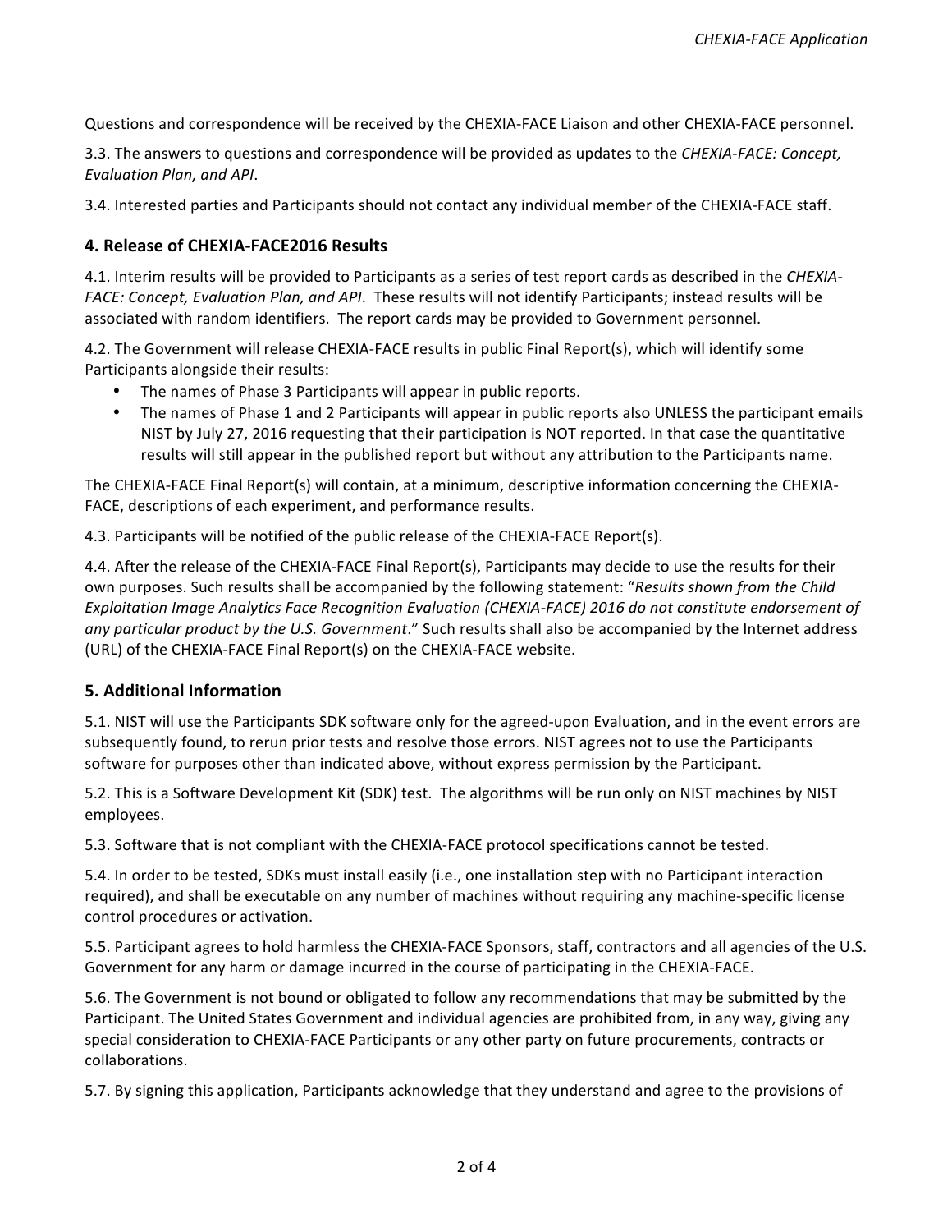Questions and correspondence will be received by the CHEXIA-FACE Liaison and other CHEXIA-FACE personnel.

3.3. The answers to questions and correspondence will be provided as updates to the *CHEXIA-FACE: Concept, Evaluation Plan, and API*.

3.4. Interested parties and Participants should not contact any individual member of the CHEXIA-FACE staff.

## 4. Release of CHEXIA-FACE2016 Results

4.1. Interim results will be provided to Participants as a series of test report cards as described in the *CHEXIA-FACE: Concept, Evaluation Plan, and API*. These results will not identify Participants; instead results will be associated with random identifiers. The report cards may be provided to Government personnel.

4.2. The Government will release CHEXIA-FACE results in public Final Report(s), which will identify some Participants alongside their results:

- The names of Phase 3 Participants will appear in public reports.
- The names of Phase 1 and 2 Participants will appear in public reports also UNLESS the participant emails NIST by July 27, 2016 requesting that their participation is NOT reported. In that case the quantitative results will still appear in the published report but without any attribution to the Participants name.

The CHEXIA-FACE Final Report(s) will contain, at a minimum, descriptive information concerning the CHEXIA-FACE, descriptions of each experiment, and performance results.

4.3. Participants will be notified of the public release of the CHEXIA-FACE Report(s).

4.4. After the release of the CHEXIA-FACE Final Report(s), Participants may decide to use the results for their own purposes. Such results shall be accompanied by the following statement: "*Results shown from the Child Exploitation Image Analytics Face Recognition Evaluation (CHEXIA-FACE) 2016 do not constitute endorsement of any particular product by the U.S. Government*." Such results shall also be accompanied by the Internet address (URL) of the CHEXIA-FACE Final Report(s) on the CHEXIA-FACE website.

## 5. Additional Information

5.1. NIST will use the Participants SDK software only for the agreed-upon Evaluation, and in the event errors are subsequently found, to rerun prior tests and resolve those errors. NIST agrees not to use the Participants software for purposes other than indicated above, without express permission by the Participant.

5.2. This is a Software Development Kit (SDK) test. The algorithms will be run only on NIST machines by NIST employees.

5.3. Software that is not compliant with the CHEXIA-FACE protocol specifications cannot be tested.

5.4. In order to be tested, SDKs must install easily (i.e., one installation step with no Participant interaction required), and shall be executable on any number of machines without requiring any machine-specific license control procedures or activation.

5.5. Participant agrees to hold harmless the CHEXIA-FACE Sponsors, staff, contractors and all agencies of the U.S. Government for any harm or damage incurred in the course of participating in the CHEXIA-FACE.

5.6. The Government is not bound or obligated to follow any recommendations that may be submitted by the Participant. The United States Government and individual agencies are prohibited from, in any way, giving any special consideration to CHEXIA-FACE Participants or any other party on future procurements, contracts or collaborations.

5.7. By signing this application, Participants acknowledge that they understand and agree to the provisions of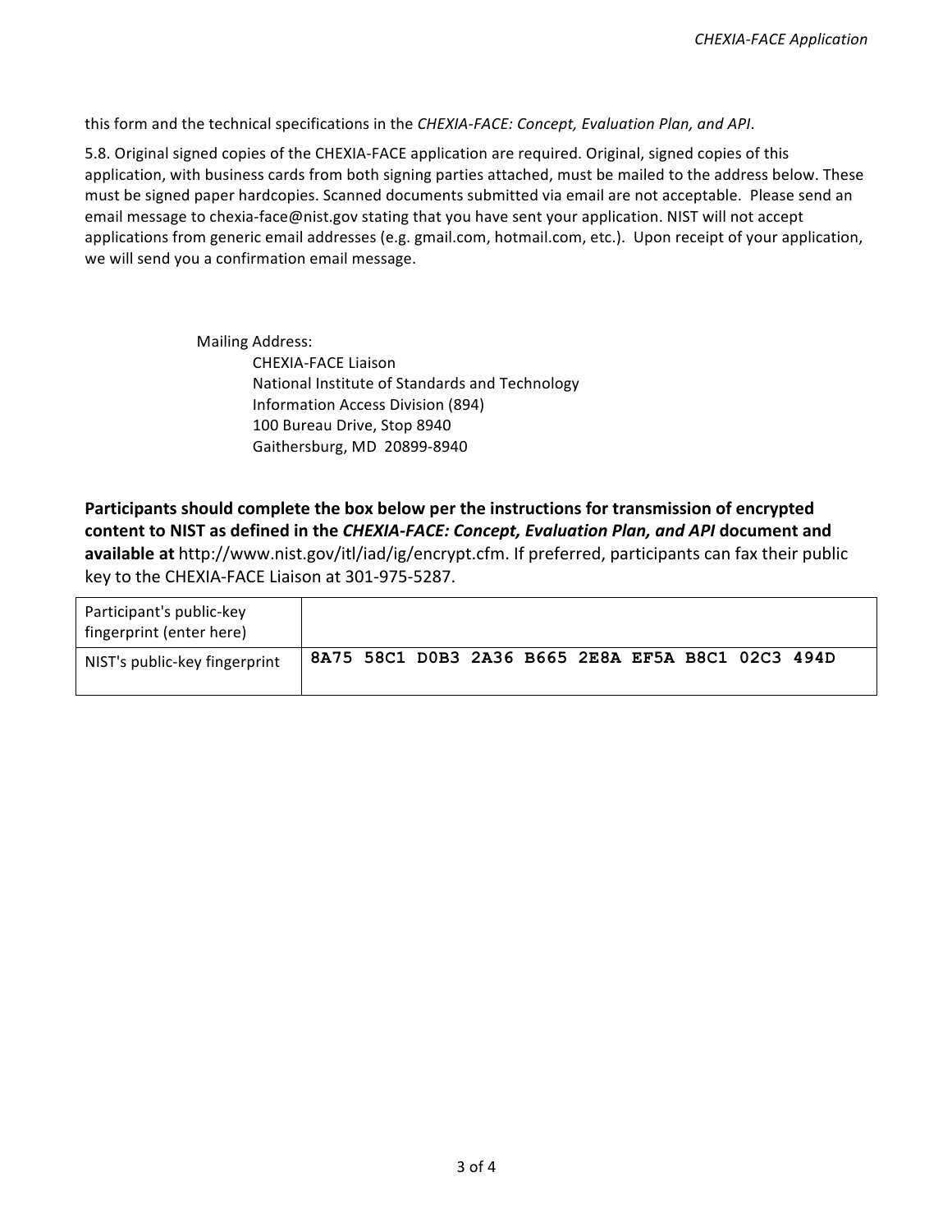this form and the technical specifications in the *CHEXIA-FACE: Concept, Evaluation Plan, and API*.

5.8. Original signed copies of the CHEXIA-FACE application are required. Original, signed copies of this application, with business cards from both signing parties attached, must be mailed to the address below. These must be signed paper hardcopies. Scanned documents submitted via email are not acceptable. Please send an email message to chexia-face@nist.gov stating that you have sent your application. NIST will not accept applications from generic email addresses (e.g. gmail.com, hotmail.com, etc.). Upon receipt of your application, we will send you a confirmation email message.

Mailing Address:
CHEXIA-FACE Liaison
National Institute of Standards and Technology
Information Access Division (894)
100 Bureau Drive, Stop 8940
Gaithersburg, MD 20899-8940

**Participants should complete the box below per the instructions for transmission of encrypted content to NIST as defined in the *CHEXIA-FACE: Concept, Evaluation Plan, and API* document and available at** http://www.nist.gov/itl/iad/ig/encrypt.cfm. If preferred, participants can fax their public key to the CHEXIA-FACE Liaison at 301-975-5287.

| | |
|---|---|
| Participant's public-key fingerprint (enter here) | |
| NIST's public-key fingerprint | **8A75 58C1 D0B3 2A36 B665 2E8A EF5A B8C1 02C3 494D** |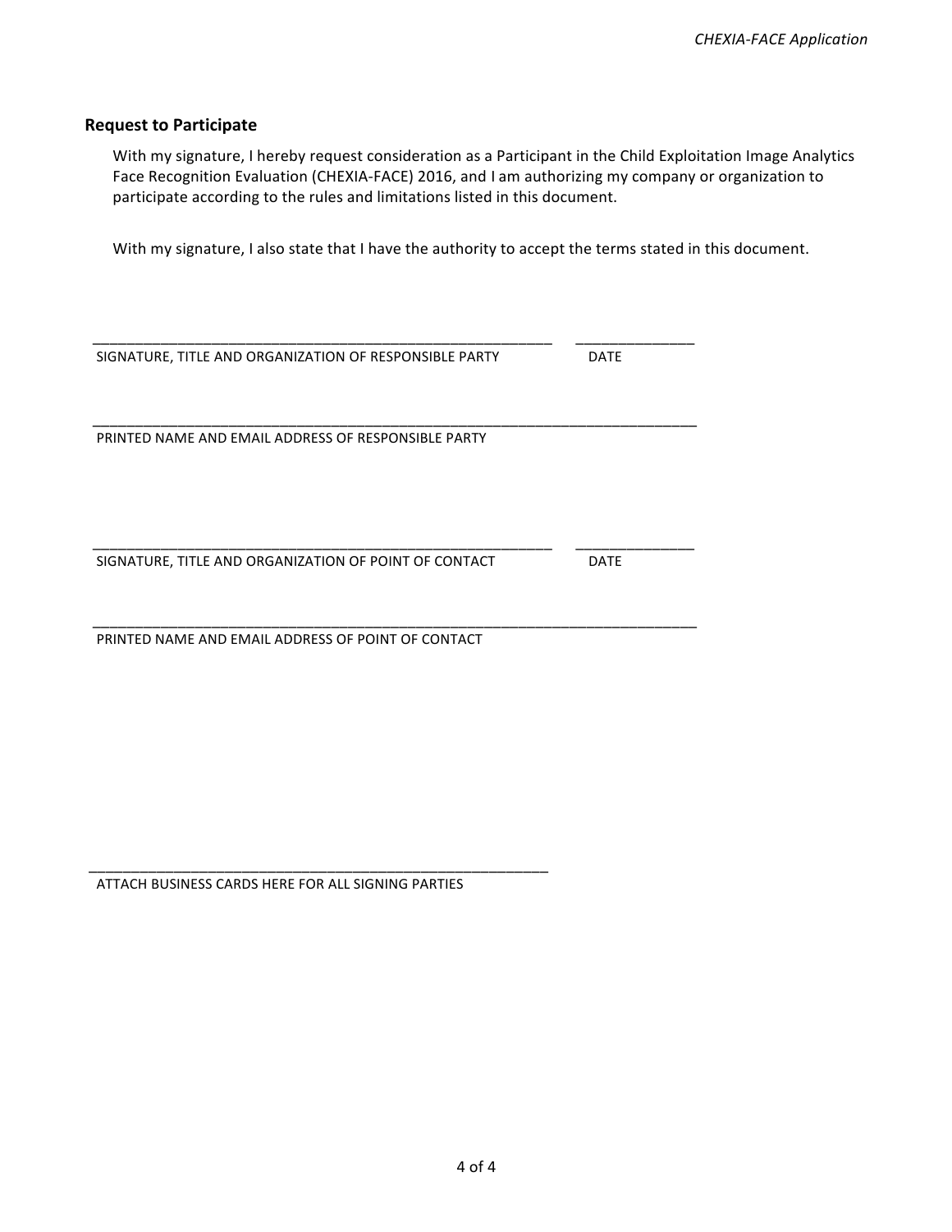## Request to Participate

With my signature, I hereby request consideration as a Participant in the Child Exploitation Image Analytics Face Recognition Evaluation (CHEXIA-FACE) 2016, and I am authorizing my company or organization to participate according to the rules and limitations listed in this document.

With my signature, I also state that I have the authority to accept the terms stated in this document.

\_\_\_\_\_\_\_\_\_\_\_\_\_\_\_\_\_\_\_\_\_\_\_\_\_\_\_\_\_\_\_\_\_\_\_\_\_\_\_\_\_\_\_\_\_\_\_\_\_\_\_\_\_\_\_\_\_\_ \_\_\_\_\_\_\_\_\_\_\_\_\_\_\_

SIGNATURE, TITLE AND ORGANIZATION OF RESPONSIBLE PARTY DATE

\_\_\_\_\_\_\_\_\_\_\_\_\_\_\_\_\_\_\_\_\_\_\_\_\_\_\_\_\_\_\_\_\_\_\_\_\_\_\_\_\_\_\_\_\_\_\_\_\_\_\_\_\_\_\_\_\_\_\_\_\_\_\_\_\_\_\_\_\_\_\_\_\_\_\_

PRINTED NAME AND EMAIL ADDRESS OF RESPONSIBLE PARTY

\_\_\_\_\_\_\_\_\_\_\_\_\_\_\_\_\_\_\_\_\_\_\_\_\_\_\_\_\_\_\_\_\_\_\_\_\_\_\_\_\_\_\_\_\_\_\_\_\_\_\_\_\_\_\_\_\_\_ \_\_\_\_\_\_\_\_\_\_\_\_\_\_\_

SIGNATURE, TITLE AND ORGANIZATION OF POINT OF CONTACT DATE

\_\_\_\_\_\_\_\_\_\_\_\_\_\_\_\_\_\_\_\_\_\_\_\_\_\_\_\_\_\_\_\_\_\_\_\_\_\_\_\_\_\_\_\_\_\_\_\_\_\_\_\_\_\_\_\_\_\_\_\_\_\_\_\_\_\_\_\_\_\_\_\_\_\_\_

PRINTED NAME AND EMAIL ADDRESS OF POINT OF CONTACT

\_\_\_\_\_\_\_\_\_\_\_\_\_\_\_\_\_\_\_\_\_\_\_\_\_\_\_\_\_\_\_\_\_\_\_\_\_\_\_\_\_\_\_\_\_\_\_\_\_\_\_\_\_\_\_\_\_\_

ATTACH BUSINESS CARDS HERE FOR ALL SIGNING PARTIES